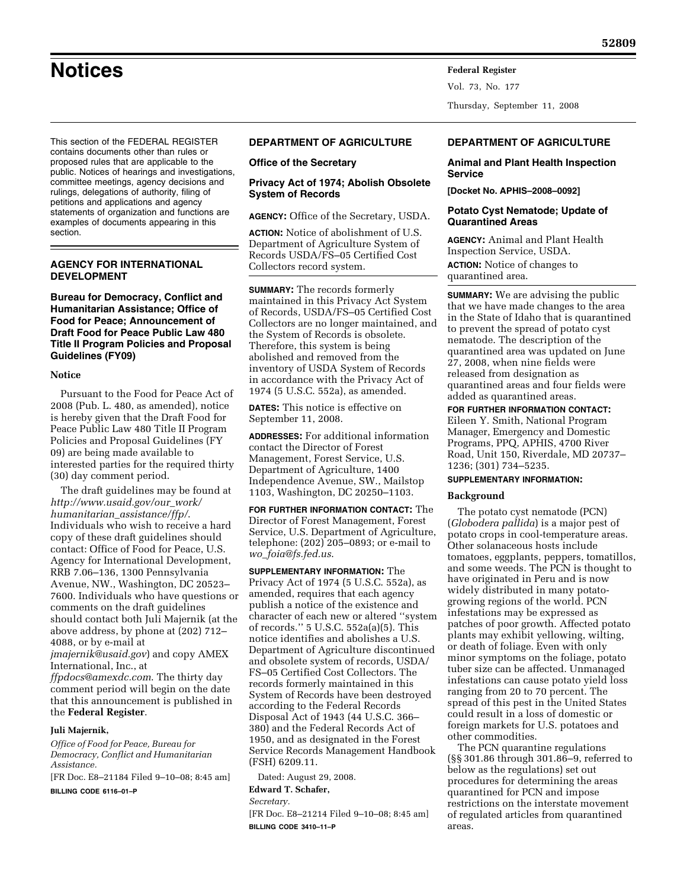# Notices

This section of the FEDERAL REGISTER contains documents other than rules or proposed rules that are applicable to the public. Notices of hearings and investigations, committee meetings, agency decisions and rulings, delegations of authority, filing of petitions and applications and agency statements of organization and functions are examples of documents appearing in this section.

## AGENCY FOR INTERNATIONAL DEVELOPMENT

### Bureau for Democracy, Conflict and Humanitarian Assistance; Office of Food for Peace; Announcement of Draft Food for Peace Public Law 480 Title II Program Policies and Proposal Guidelines (FY09)

**Notice**

Pursuant to the Food for Peace Act of 2008 (Pub. L. 480, as amended), notice is hereby given that the Draft Food for Peace Public Law 480 Title II Program Policies and Proposal Guidelines (FY 09) are being made available to interested parties for the required thirty (30) day comment period.

The draft guidelines may be found at *http://www.usaid.gov/our_work/humanitarian_assistance/ffp/*. Individuals who wish to receive a hard copy of these draft guidelines should contact: Office of Food for Peace, U.S. Agency for International Development, RRB 7.06–136, 1300 Pennsylvania Avenue, NW., Washington, DC 20523–7600. Individuals who have questions or comments on the draft guidelines should contact both Juli Majernik (at the above address, by phone at (202) 712–4088, or by e-mail at *jmajernik@usaid.gov*) and copy AMEX International, Inc., at *ffpdocs@amexdc.com*. The thirty day comment period will begin on the date that this announcement is published in the **Federal Register**.

**Juli Majernik,**

*Office of Food for Peace, Bureau for Democracy, Conflict and Humanitarian Assistance.*

[FR Doc. E8–21184 Filed 9–10–08; 8:45 am]

**BILLING CODE 6116–01–P**

## DEPARTMENT OF AGRICULTURE

### Office of the Secretary

### Privacy Act of 1974; Abolish Obsolete System of Records

**AGENCY:** Office of the Secretary, USDA.

**ACTION:** Notice of abolishment of U.S. Department of Agriculture System of Records USDA/FS–05 Certified Cost Collectors record system.

**SUMMARY:** The records formerly maintained in this Privacy Act System of Records, USDA/FS–05 Certified Cost Collectors are no longer maintained, and the System of Records is obsolete. Therefore, this system is being abolished and removed from the inventory of USDA System of Records in accordance with the Privacy Act of 1974 (5 U.S.C. 552a), as amended.

**DATES:** This notice is effective on September 11, 2008.

**ADDRESSES:** For additional information contact the Director of Forest Management, Forest Service, U.S. Department of Agriculture, 1400 Independence Avenue, SW., Mailstop 1103, Washington, DC 20250–1103.

**FOR FURTHER INFORMATION CONTACT:** The Director of Forest Management, Forest Service, U.S. Department of Agriculture, telephone: (202) 205–0893; or e-mail to *wo_foia@fs.fed.us*.

**SUPPLEMENTARY INFORMATION:** The Privacy Act of 1974 (5 U.S.C. 552a), as amended, requires that each agency publish a notice of the existence and character of each new or altered ''system of records.'' 5 U.S.C. 552a(a)(5). This notice identifies and abolishes a U.S. Department of Agriculture discontinued and obsolete system of records, USDA/FS–05 Certified Cost Collectors. The records formerly maintained in this System of Records have been destroyed according to the Federal Records Disposal Act of 1943 (44 U.S.C. 366–380) and the Federal Records Act of 1950, and as designated in the Forest Service Records Management Handbook (FSH) 6209.11.

Dated: August 29, 2008.

**Edward T. Schafer,**

*Secretary.*

[FR Doc. E8–21214 Filed 9–10–08; 8:45 am]

**BILLING CODE 3410–11–P**

## DEPARTMENT OF AGRICULTURE

### Animal and Plant Health Inspection Service

**[Docket No. APHIS–2008–0092]**

### Potato Cyst Nematode; Update of Quarantined Areas

**AGENCY:** Animal and Plant Health Inspection Service, USDA.

**ACTION:** Notice of changes to quarantined area.

**SUMMARY:** We are advising the public that we have made changes to the area in the State of Idaho that is quarantined to prevent the spread of potato cyst nematode. The description of the quarantined area was updated on June 27, 2008, when nine fields were released from designation as quarantined areas and four fields were added as quarantined areas.

**FOR FURTHER INFORMATION CONTACT:** Eileen Y. Smith, National Program Manager, Emergency and Domestic Programs, PPQ, APHIS, 4700 River Road, Unit 150, Riverdale, MD 20737–1236; (301) 734–5235.

**SUPPLEMENTARY INFORMATION:**

**Background**

The potato cyst nematode (PCN) (*Globodera pallida*) is a major pest of potato crops in cool-temperature areas. Other solanaceous hosts include tomatoes, eggplants, peppers, tomatillos, and some weeds. The PCN is thought to have originated in Peru and is now widely distributed in many potato-growing regions of the world. PCN infestations may be expressed as patches of poor growth. Affected potato plants may exhibit yellowing, wilting, or death of foliage. Even with only minor symptoms on the foliage, potato tuber size can be affected. Unmanaged infestations can cause potato yield loss ranging from 20 to 70 percent. The spread of this pest in the United States could result in a loss of domestic or foreign markets for U.S. potatoes and other commodities.

The PCN quarantine regulations (§§ 301.86 through 301.86–9, referred to below as the regulations) set out procedures for determining the areas quarantined for PCN and impose restrictions on the interstate movement of regulated articles from quarantined areas.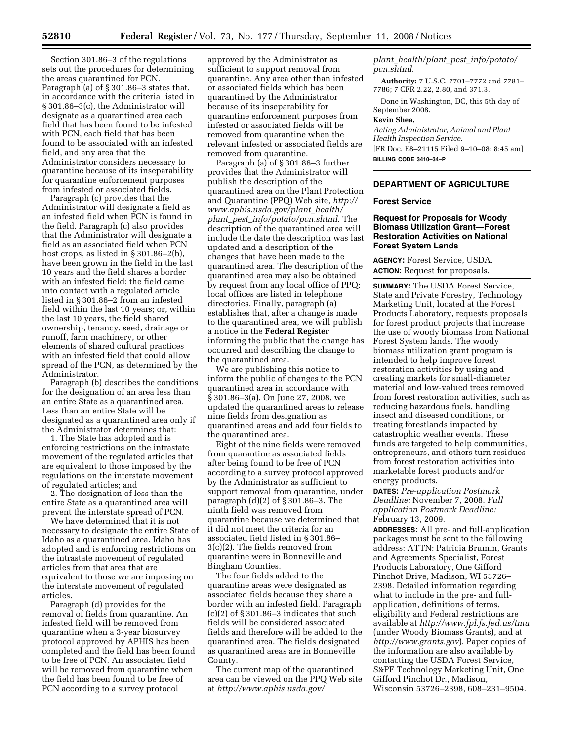Section 301.86–3 of the regulations sets out the procedures for determining the areas quarantined for PCN. Paragraph (a) of § 301.86–3 states that, in accordance with the criteria listed in § 301.86–3(c), the Administrator will designate as a quarantined area each field that has been found to be infested with PCN, each field that has been found to be associated with an infested field, and any area that the Administrator considers necessary to quarantine because of its inseparability for quarantine enforcement purposes from infested or associated fields.

Paragraph (c) provides that the Administrator will designate a field as an infested field when PCN is found in the field. Paragraph (c) also provides that the Administrator will designate a field as an associated field when PCN host crops, as listed in § 301.86–2(b), have been grown in the field in the last 10 years and the field shares a border with an infested field; the field came into contact with a regulated article listed in § 301.86–2 from an infested field within the last 10 years; or, within the last 10 years, the field shared ownership, tenancy, seed, drainage or runoff, farm machinery, or other elements of shared cultural practices with an infested field that could allow spread of the PCN, as determined by the Administrator.

Paragraph (b) describes the conditions for the designation of an area less than an entire State as a quarantined area. Less than an entire State will be designated as a quarantined area only if the Administrator determines that:

1. The State has adopted and is enforcing restrictions on the intrastate movement of the regulated articles that are equivalent to those imposed by the regulations on the interstate movement of regulated articles; and
2. The designation of less than the entire State as a quarantined area will prevent the interstate spread of PCN.

We have determined that it is not necessary to designate the entire State of Idaho as a quarantined area. Idaho has adopted and is enforcing restrictions on the intrastate movement of regulated articles from that area that are equivalent to those we are imposing on the interstate movement of regulated articles.

Paragraph (d) provides for the removal of fields from quarantine. An infested field will be removed from quarantine when a 3-year biosurvey protocol approved by APHIS has been completed and the field has been found to be free of PCN. An associated field will be removed from quarantine when the field has been found to be free of PCN according to a survey protocol approved by the Administrator as sufficient to support removal from quarantine. Any area other than infested or associated fields which has been quarantined by the Administrator because of its inseparability for quarantine enforcement purposes from infested or associated fields will be removed from quarantine when the relevant infested or associated fields are removed from quarantine.

Paragraph (a) of § 301.86–3 further provides that the Administrator will publish the description of the quarantined area on the Plant Protection and Quarantine (PPQ) Web site, *http://www.aphis.usda.gov/plant_health/plant_pest_info/potato/pcn.shtml*. The description of the quarantined area will include the date the description was last updated and a description of the changes that have been made to the quarantined area. The description of the quarantined area may also be obtained by request from any local office of PPQ; local offices are listed in telephone directories. Finally, paragraph (a) establishes that, after a change is made to the quarantined area, we will publish a notice in the **Federal Register** informing the public that the change has occurred and describing the change to the quarantined area.

We are publishing this notice to inform the public of changes to the PCN quarantined area in accordance with § 301.86–3(a). On June 27, 2008, we updated the quarantined areas to release nine fields from designation as quarantined areas and add four fields to the quarantined area.

Eight of the nine fields were removed from quarantine as associated fields after being found to be free of PCN according to a survey protocol approved by the Administrator as sufficient to support removal from quarantine, under paragraph (d)(2) of § 301.86–3. The ninth field was removed from quarantine because we determined that it did not meet the criteria for an associated field listed in § 301.86–3(c)(2). The fields removed from quarantine were in Bonneville and Bingham Counties.

The four fields added to the quarantine areas were designated as associated fields because they share a border with an infested field. Paragraph (c)(2) of § 301.86–3 indicates that such fields will be considered associated fields and therefore will be added to the quarantined area. The fields designated as quarantined areas are in Bonneville County.

The current map of the quarantined area can be viewed on the PPQ Web site at *http://www.aphis.usda.gov/plant_health/plant_pest_info/potato/pcn.shtml*.

**Authority:** 7 U.S.C. 7701–7772 and 7781–7786; 7 CFR 2.22, 2.80, and 371.3.

Done in Washington, DC, this 5th day of September 2008.

**Kevin Shea,**

*Acting Administrator, Animal and Plant Health Inspection Service.*

[FR Doc. E8–21115 Filed 9–10–08; 8:45 am]

**BILLING CODE 3410–34–P**

---

## DEPARTMENT OF AGRICULTURE

### Forest Service

### Request for Proposals for Woody Biomass Utilization Grant—Forest Restoration Activities on National Forest System Lands

**AGENCY:** Forest Service, USDA.

**ACTION:** Request for proposals.

**SUMMARY:** The USDA Forest Service, State and Private Forestry, Technology Marketing Unit, located at the Forest Products Laboratory, requests proposals for forest product projects that increase the use of woody biomass from National Forest System lands. The woody biomass utilization grant program is intended to help improve forest restoration activities by using and creating markets for small-diameter material and low-valued trees removed from forest restoration activities, such as reducing hazardous fuels, handling insect and diseased conditions, or treating forestlands impacted by catastrophic weather events. These funds are targeted to help communities, entrepreneurs, and others turn residues from forest restoration activities into marketable forest products and/or energy products.

**DATES:** *Pre-application Postmark Deadline:* November 7, 2008. *Full application Postmark Deadline:* February 13, 2009.

**ADDRESSES:** All pre- and full-application packages must be sent to the following address: ATTN: Patricia Brumm, Grants and Agreements Specialist, Forest Products Laboratory, One Gifford Pinchot Drive, Madison, WI 53726–2398. Detailed information regarding what to include in the pre- and full-application, definitions of terms, eligibility and Federal restrictions are available at *http://www.fpl.fs.fed.us/tmu* (under Woody Biomass Grants), and at *http://www.grants.gov*). Paper copies of the information are also available by contacting the USDA Forest Service, S&PF Technology Marketing Unit, One Gifford Pinchot Dr., Madison, Wisconsin 53726–2398, 608–231–9504.